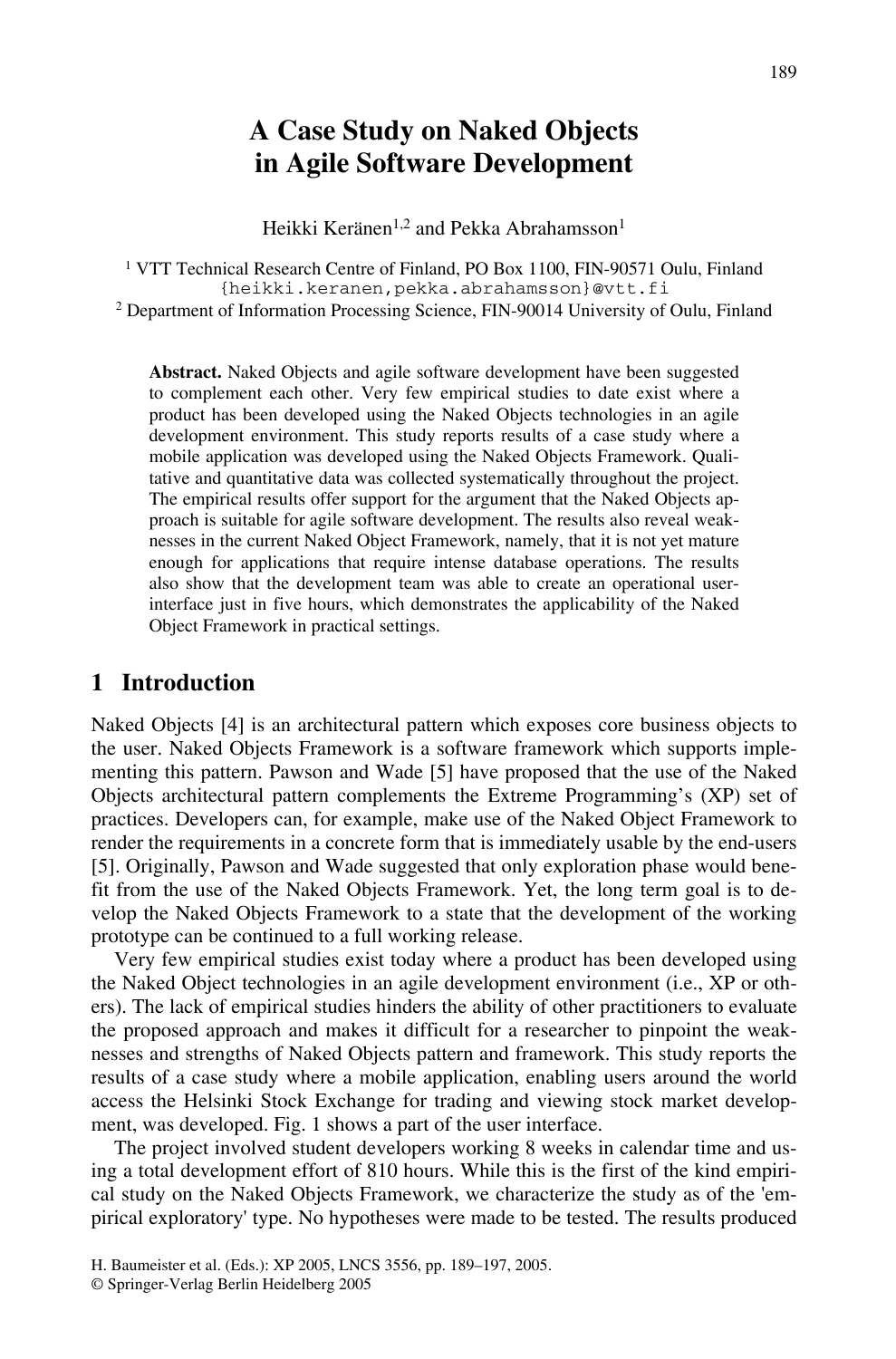# A Case Study on Naked Objects in Agile Software Development

Heikki Keränen[1,2] and Pekka Abrahamsson[1]

[1] VTT Technical Research Centre of Finland, PO Box 1100, FIN-90571 Oulu, Finland
{heikki.keranen,pekka.abrahamsson}@vtt.fi

[2] Department of Information Processing Science, FIN-90014 University of Oulu, Finland

**Abstract.** Naked Objects and agile software development have been suggested to complement each other. Very few empirical studies to date exist where a product has been developed using the Naked Objects technologies in an agile development environment. This study reports results of a case study where a mobile application was developed using the Naked Objects Framework. Qualitative and quantitative data was collected systematically throughout the project. The empirical results offer support for the argument that the Naked Objects approach is suitable for agile software development. The results also reveal weaknesses in the current Naked Object Framework, namely, that it is not yet mature enough for applications that require intense database operations. The results also show that the development team was able to create an operational user-interface just in five hours, which demonstrates the applicability of the Naked Object Framework in practical settings.

## 1 Introduction

Naked Objects [4] is an architectural pattern which exposes core business objects to the user. Naked Objects Framework is a software framework which supports implementing this pattern. Pawson and Wade [5] have proposed that the use of the Naked Objects architectural pattern complements the Extreme Programming's (XP) set of practices. Developers can, for example, make use of the Naked Object Framework to render the requirements in a concrete form that is immediately usable by the end-users [5]. Originally, Pawson and Wade suggested that only exploration phase would benefit from the use of the Naked Objects Framework. Yet, the long term goal is to develop the Naked Objects Framework to a state that the development of the working prototype can be continued to a full working release.

Very few empirical studies exist today where a product has been developed using the Naked Object technologies in an agile development environment (i.e., XP or others). The lack of empirical studies hinders the ability of other practitioners to evaluate the proposed approach and makes it difficult for a researcher to pinpoint the weaknesses and strengths of Naked Objects pattern and framework. This study reports the results of a case study where a mobile application, enabling users around the world access the Helsinki Stock Exchange for trading and viewing stock market development, was developed. Fig. 1 shows a part of the user interface.

The project involved student developers working 8 weeks in calendar time and using a total development effort of 810 hours. While this is the first of the kind empirical study on the Naked Objects Framework, we characterize the study as of the 'empirical exploratory' type. No hypotheses were made to be tested. The results produced

H. Baumeister et al. (Eds.): XP 2005, LNCS 3556, pp. 189–197, 2005.
© Springer-Verlag Berlin Heidelberg 2005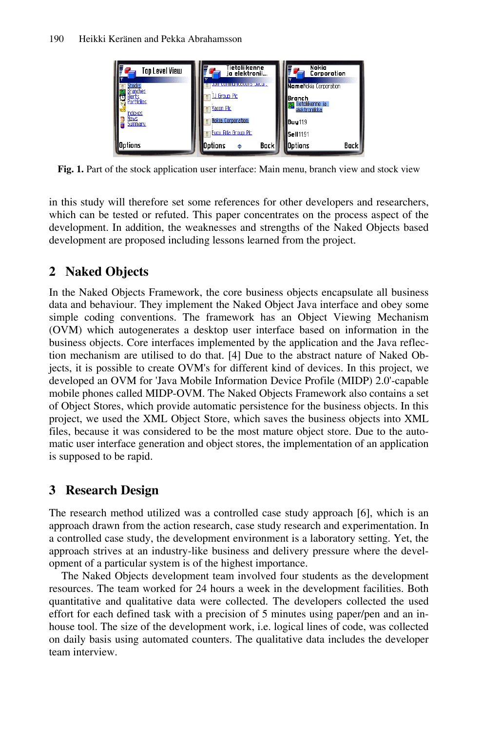Fig. 1. Part of the stock application user interface: Main menu, branch view and stock view

in this study will therefore set some references for other developers and researchers, which can be tested or refuted. This paper concentrates on the process aspect of the development. In addition, the weaknesses and strengths of the Naked Objects based development are proposed including lessons learned from the project.

## 2 Naked Objects

In the Naked Objects Framework, the core business objects encapsulate all business data and behaviour. They implement the Naked Object Java interface and obey some simple coding conventions. The framework has an Object Viewing Mechanism (OVM) which autogenerates a desktop user interface based on information in the business objects. Core interfaces implemented by the application and the Java reflection mechanism are utilised to do that. [4] Due to the abstract nature of Naked Objects, it is possible to create OVM's for different kind of devices. In this project, we developed an OVM for 'Java Mobile Information Device Profile (MIDP) 2.0'-capable mobile phones called MIDP-OVM. The Naked Objects Framework also contains a set of Object Stores, which provide automatic persistence for the business objects. In this project, we used the XML Object Store, which saves the business objects into XML files, because it was considered to be the most mature object store. Due to the automatic user interface generation and object stores, the implementation of an application is supposed to be rapid.

## 3 Research Design

The research method utilized was a controlled case study approach [6], which is an approach drawn from the action research, case study research and experimentation. In a controlled case study, the development environment is a laboratory setting. Yet, the approach strives at an industry-like business and delivery pressure where the development of a particular system is of the highest importance.

The Naked Objects development team involved four students as the development resources. The team worked for 24 hours a week in the development facilities. Both quantitative and qualitative data were collected. The developers collected the used effort for each defined task with a precision of 5 minutes using paper/pen and an in-house tool. The size of the development work, i.e. logical lines of code, was collected on daily basis using automated counters. The qualitative data includes the developer team interview.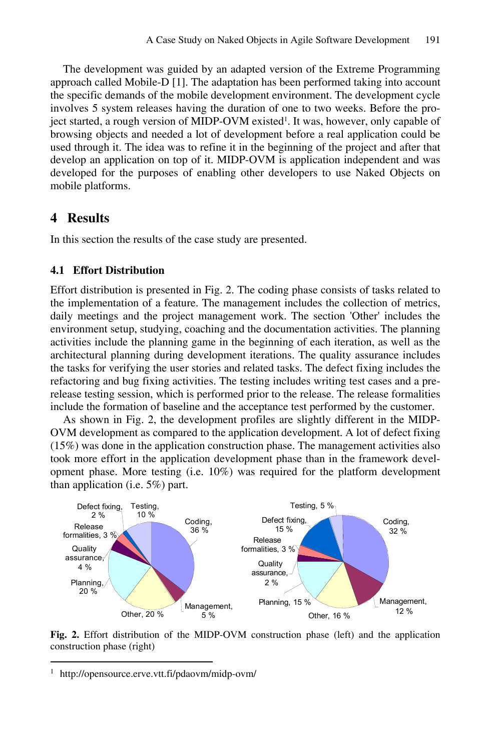The development was guided by an adapted version of the Extreme Programming approach called Mobile-D [1]. The adaptation has been performed taking into account the specific demands of the mobile development environment. The development cycle involves 5 system releases having the duration of one to two weeks. Before the project started, a rough version of MIDP-OVM existed[1]. It was, however, only capable of browsing objects and needed a lot of development before a real application could be used through it. The idea was to refine it in the beginning of the project and after that develop an application on top of it. MIDP-OVM is application independent and was developed for the purposes of enabling other developers to use Naked Objects on mobile platforms.

## 4 Results

In this section the results of the case study are presented.

### 4.1 Effort Distribution

Effort distribution is presented in Fig. 2. The coding phase consists of tasks related to the implementation of a feature. The management includes the collection of metrics, daily meetings and the project management work. The section 'Other' includes the environment setup, studying, coaching and the documentation activities. The planning activities include the planning game in the beginning of each iteration, as well as the architectural planning during development iterations. The quality assurance includes the tasks for verifying the user stories and related tasks. The defect fixing includes the refactoring and bug fixing activities. The testing includes writing test cases and a pre-release testing session, which is performed prior to the release. The release formalities include the formation of baseline and the acceptance test performed by the customer.

As shown in Fig. 2, the development profiles are slightly different in the MIDP-OVM development as compared to the application development. A lot of defect fixing (15%) was done in the application construction phase. The management activities also took more effort in the application development phase than in the framework development phase. More testing (i.e. 10%) was required for the platform development than application (i.e. 5%) part.

**Fig. 2.** Effort distribution of the MIDP-OVM construction phase (left) and the application construction phase (right)

[1] http://opensource.erve.vtt.fi/pdaovm/midp-ovm/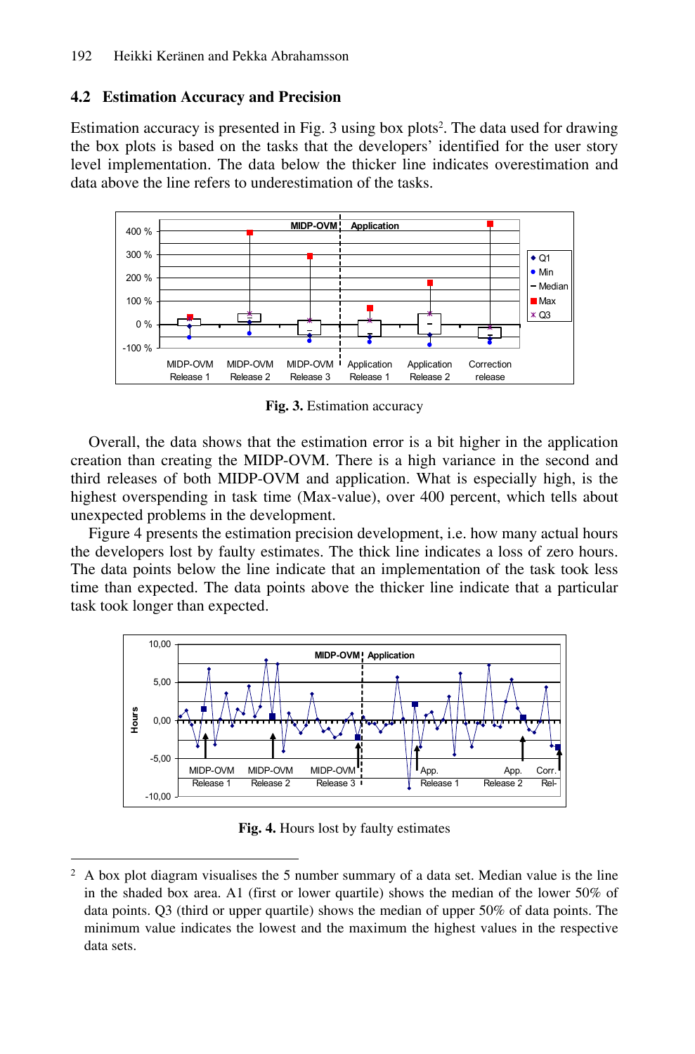## 4.2 Estimation Accuracy and Precision

Estimation accuracy is presented in Fig. 3 using box plots[2]. The data used for drawing the box plots is based on the tasks that the developers' identified for the user story level implementation. The data below the thicker line indicates overestimation and data above the line refers to underestimation of the tasks.

**Fig. 3.** Estimation accuracy

Overall, the data shows that the estimation error is a bit higher in the application creation than creating the MIDP-OVM. There is a high variance in the second and third releases of both MIDP-OVM and application. What is especially high, is the highest overspending in task time (Max-value), over 400 percent, which tells about unexpected problems in the development.

Figure 4 presents the estimation precision development, i.e. how many actual hours the developers lost by faulty estimates. The thick line indicates a loss of zero hours. The data points below the line indicate that an implementation of the task took less time than expected. The data points above the thicker line indicate that a particular task took longer than expected.

**Fig. 4.** Hours lost by faulty estimates

---

[2] A box plot diagram visualises the 5 number summary of a data set. Median value is the line in the shaded box area. A1 (first or lower quartile) shows the median of the lower 50% of data points. Q3 (third or upper quartile) shows the median of upper 50% of data points. The minimum value indicates the lowest and the maximum the highest values in the respective data sets.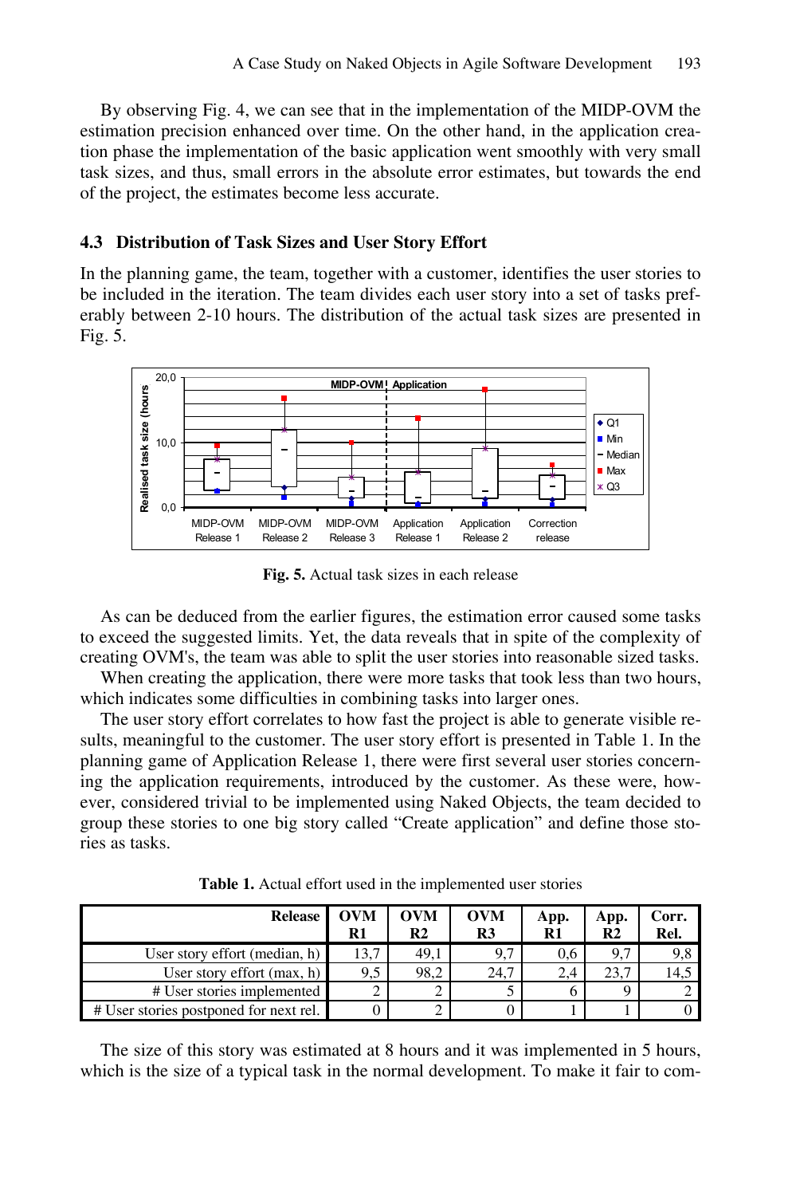By observing Fig. 4, we can see that in the implementation of the MIDP-OVM the estimation precision enhanced over time. On the other hand, in the application creation phase the implementation of the basic application went smoothly with very small task sizes, and thus, small errors in the absolute error estimates, but towards the end of the project, the estimates become less accurate.

### 4.3 Distribution of Task Sizes and User Story Effort

In the planning game, the team, together with a customer, identifies the user stories to be included in the iteration. The team divides each user story into a set of tasks preferably between 2-10 hours. The distribution of the actual task sizes are presented in Fig. 5.

**Fig. 5.** Actual task sizes in each release

As can be deduced from the earlier figures, the estimation error caused some tasks to exceed the suggested limits. Yet, the data reveals that in spite of the complexity of creating OVM's, the team was able to split the user stories into reasonable sized tasks.

When creating the application, there were more tasks that took less than two hours, which indicates some difficulties in combining tasks into larger ones.

The user story effort correlates to how fast the project is able to generate visible results, meaningful to the customer. The user story effort is presented in Table 1. In the planning game of Application Release 1, there were first several user stories concerning the application requirements, introduced by the customer. As these were, however, considered trivial to be implemented using Naked Objects, the team decided to group these stories to one big story called "Create application" and define those stories as tasks.

**Table 1.** Actual effort used in the implemented user stories

| Release | OVM R1 | OVM R2 | OVM R3 | App. R1 | App. R2 | Corr. Rel. |
|---:|---:|---:|---:|---:|---:|---:|
| User story effort (median, h) | 13,7 | 49,1 | 9,7 | 0,6 | 9,7 | 9,8 |
| User story effort (max, h) | 9,5 | 98,2 | 24,7 | 2,4 | 23,7 | 14,5 |
| # User stories implemented | 2 | 2 | 5 | 6 | 9 | 2 |
| # User stories postponed for next rel. | 0 | 2 | 0 | 1 | 1 | 0 |

The size of this story was estimated at 8 hours and it was implemented in 5 hours, which is the size of a typical task in the normal development. To make it fair to com-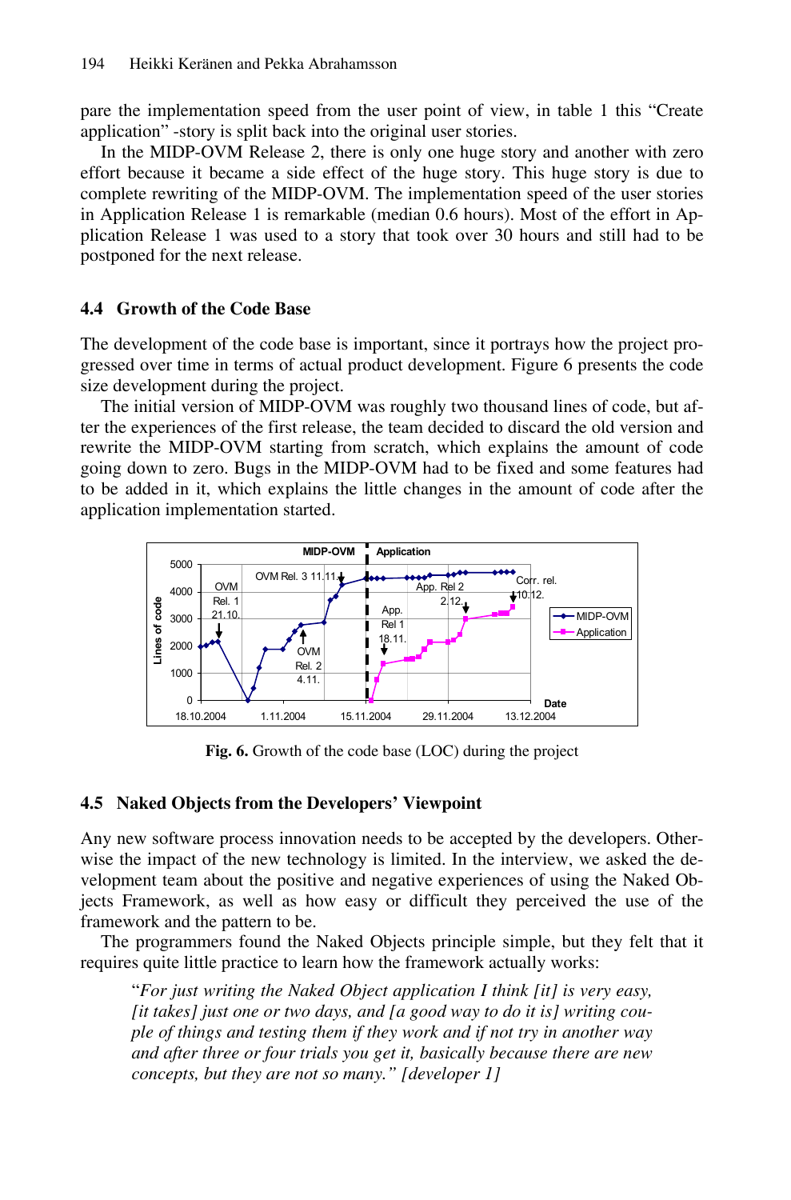pare the implementation speed from the user point of view, in table 1 this "Create application" -story is split back into the original user stories.

In the MIDP-OVM Release 2, there is only one huge story and another with zero effort because it became a side effect of the huge story. This huge story is due to complete rewriting of the MIDP-OVM. The implementation speed of the user stories in Application Release 1 is remarkable (median 0.6 hours). Most of the effort in Application Release 1 was used to a story that took over 30 hours and still had to be postponed for the next release.

## 4.4 Growth of the Code Base

The development of the code base is important, since it portrays how the project progressed over time in terms of actual product development. Figure 6 presents the code size development during the project.

The initial version of MIDP-OVM was roughly two thousand lines of code, but after the experiences of the first release, the team decided to discard the old version and rewrite the MIDP-OVM starting from scratch, which explains the amount of code going down to zero. Bugs in the MIDP-OVM had to be fixed and some features had to be added in it, which explains the little changes in the amount of code after the application implementation started.

MIDP-OVM
Application
Lines of code
5000
4000
3000
2000
1000
0
18.10.2004
1.11.2004
15.11.2004
29.11.2004
13.12.2004
Date
OVM Rel. 1 21.10.
OVM Rel. 2 4.11.
OVM Rel. 3 11.11.
App. Rel 1 18.11.
App. Rel 2 2.12.
Corr. rel. 10.12.
MIDP-OVM
Application

**Fig. 6.** Growth of the code base (LOC) during the project

## 4.5 Naked Objects from the Developers' Viewpoint

Any new software process innovation needs to be accepted by the developers. Otherwise the impact of the new technology is limited. In the interview, we asked the development team about the positive and negative experiences of using the Naked Objects Framework, as well as how easy or difficult they perceived the use of the framework and the pattern to be.

The programmers found the Naked Objects principle simple, but they felt that it requires quite little practice to learn how the framework actually works:

> "*For just writing the Naked Object application I think [it] is very easy, [it takes] just one or two days, and [a good way to do it is] writing couple of things and testing them if they work and if not try in another way and after three or four trials you get it, basically because there are new concepts, but they are not so many.*" *[developer 1]*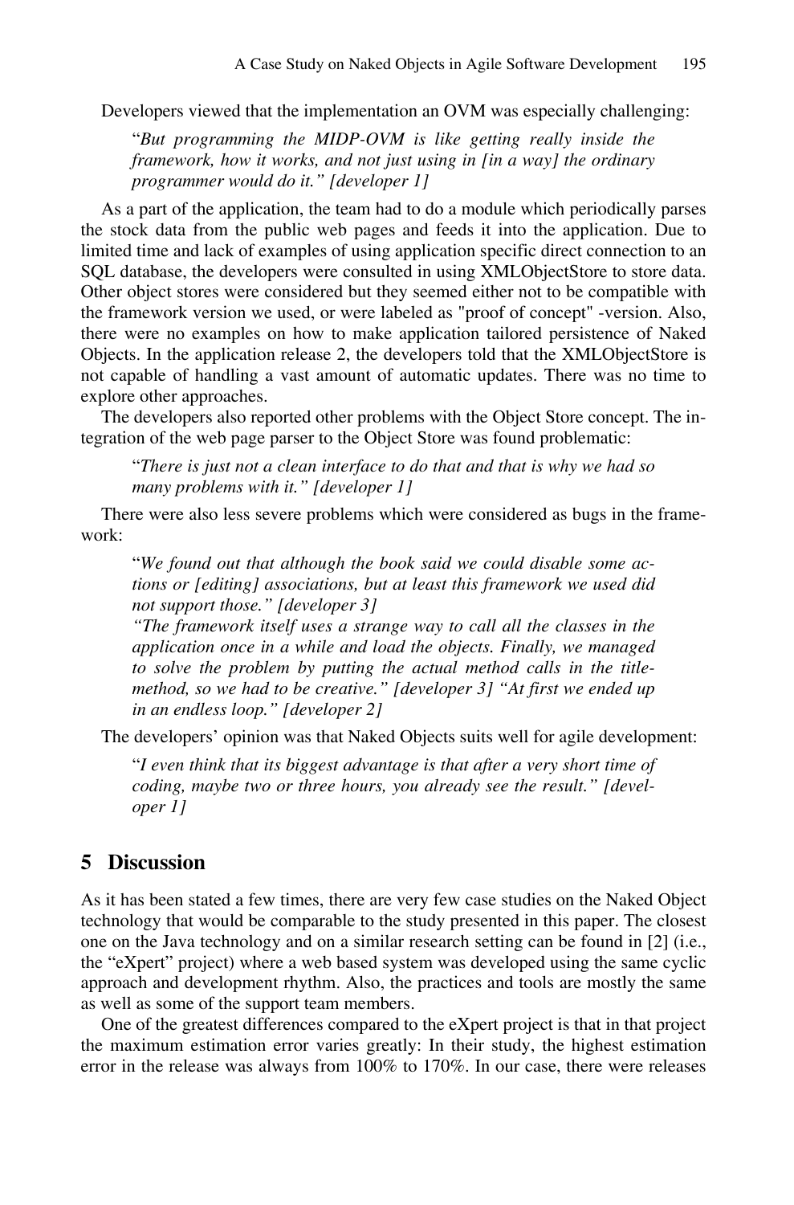Developers viewed that the implementation an OVM was especially challenging:

> "*But programming the MIDP-OVM is like getting really inside the framework, how it works, and not just using in [in a way] the ordinary programmer would do it." [developer 1]*

As a part of the application, the team had to do a module which periodically parses the stock data from the public web pages and feeds it into the application. Due to limited time and lack of examples of using application specific direct connection to an SQL database, the developers were consulted in using XMLObjectStore to store data. Other object stores were considered but they seemed either not to be compatible with the framework version we used, or were labeled as "proof of concept" -version. Also, there were no examples on how to make application tailored persistence of Naked Objects. In the application release 2, the developers told that the XMLObjectStore is not capable of handling a vast amount of automatic updates. There was no time to explore other approaches.

The developers also reported other problems with the Object Store concept. The integration of the web page parser to the Object Store was found problematic:

> "*There is just not a clean interface to do that and that is why we had so many problems with it." [developer 1]*

There were also less severe problems which were considered as bugs in the framework:

> "*We found out that although the book said we could disable some actions or [editing] associations, but at least this framework we used did not support those." [developer 3]*
> *"The framework itself uses a strange way to call all the classes in the application once in a while and load the objects. Finally, we managed to solve the problem by putting the actual method calls in the title-method, so we had to be creative." [developer 3] "At first we ended up in an endless loop." [developer 2]*

The developers' opinion was that Naked Objects suits well for agile development:

> "*I even think that its biggest advantage is that after a very short time of coding, maybe two or three hours, you already see the result." [developer 1]*

## 5 Discussion

As it has been stated a few times, there are very few case studies on the Naked Object technology that would be comparable to the study presented in this paper. The closest one on the Java technology and on a similar research setting can be found in [2] (i.e., the "eXpert" project) where a web based system was developed using the same cyclic approach and development rhythm. Also, the practices and tools are mostly the same as well as some of the support team members.

One of the greatest differences compared to the eXpert project is that in that project the maximum estimation error varies greatly: In their study, the highest estimation error in the release was always from 100% to 170%. In our case, there were releases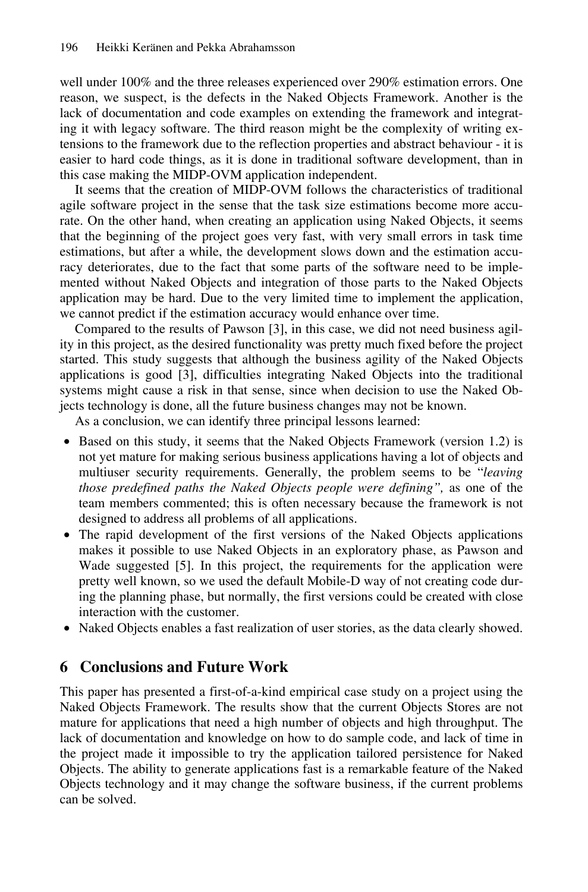well under 100% and the three releases experienced over 290% estimation errors. One reason, we suspect, is the defects in the Naked Objects Framework. Another is the lack of documentation and code examples on extending the framework and integrating it with legacy software. The third reason might be the complexity of writing extensions to the framework due to the reflection properties and abstract behaviour - it is easier to hard code things, as it is done in traditional software development, than in this case making the MIDP-OVM application independent.

It seems that the creation of MIDP-OVM follows the characteristics of traditional agile software project in the sense that the task size estimations become more accurate. On the other hand, when creating an application using Naked Objects, it seems that the beginning of the project goes very fast, with very small errors in task time estimations, but after a while, the development slows down and the estimation accuracy deteriorates, due to the fact that some parts of the software need to be implemented without Naked Objects and integration of those parts to the Naked Objects application may be hard. Due to the very limited time to implement the application, we cannot predict if the estimation accuracy would enhance over time.

Compared to the results of Pawson [3], in this case, we did not need business agility in this project, as the desired functionality was pretty much fixed before the project started. This study suggests that although the business agility of the Naked Objects applications is good [3], difficulties integrating Naked Objects into the traditional systems might cause a risk in that sense, since when decision to use the Naked Objects technology is done, all the future business changes may not be known.

As a conclusion, we can identify three principal lessons learned:

- Based on this study, it seems that the Naked Objects Framework (version 1.2) is not yet mature for making serious business applications having a lot of objects and multiuser security requirements. Generally, the problem seems to be "*leaving those predefined paths the Naked Objects people were defining",* as one of the team members commented; this is often necessary because the framework is not designed to address all problems of all applications.
- The rapid development of the first versions of the Naked Objects applications makes it possible to use Naked Objects in an exploratory phase, as Pawson and Wade suggested [5]. In this project, the requirements for the application were pretty well known, so we used the default Mobile-D way of not creating code during the planning phase, but normally, the first versions could be created with close interaction with the customer.
- Naked Objects enables a fast realization of user stories, as the data clearly showed.

## 6 Conclusions and Future Work

This paper has presented a first-of-a-kind empirical case study on a project using the Naked Objects Framework. The results show that the current Objects Stores are not mature for applications that need a high number of objects and high throughput. The lack of documentation and knowledge on how to do sample code, and lack of time in the project made it impossible to try the application tailored persistence for Naked Objects. The ability to generate applications fast is a remarkable feature of the Naked Objects technology and it may change the software business, if the current problems can be solved.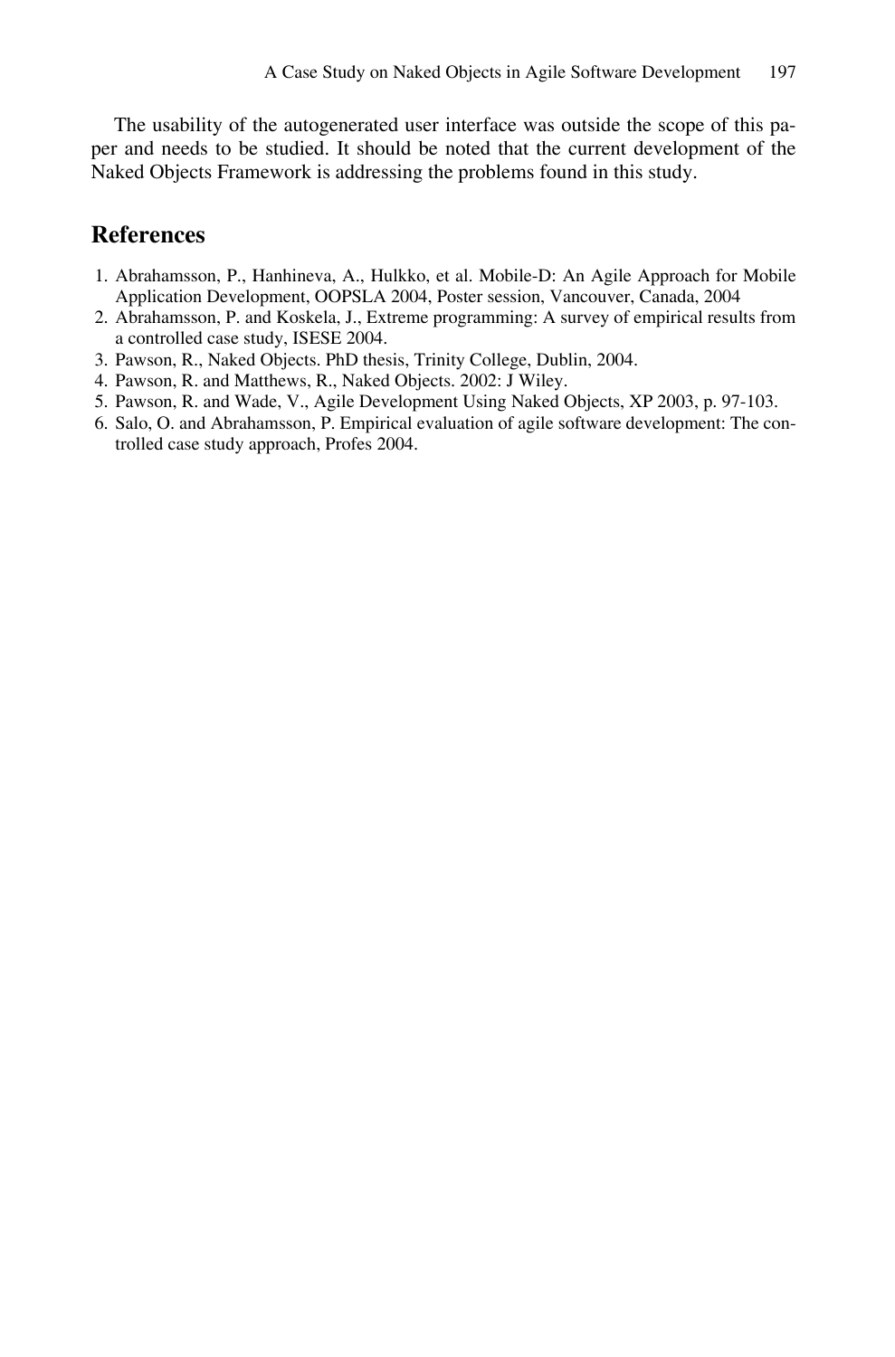The usability of the autogenerated user interface was outside the scope of this paper and needs to be studied. It should be noted that the current development of the Naked Objects Framework is addressing the problems found in this study.

## References

1. Abrahamsson, P., Hanhineva, A., Hulkko, et al. Mobile-D: An Agile Approach for Mobile Application Development, OOPSLA 2004, Poster session, Vancouver, Canada, 2004
2. Abrahamsson, P. and Koskela, J., Extreme programming: A survey of empirical results from a controlled case study, ISESE 2004.
3. Pawson, R., Naked Objects. PhD thesis, Trinity College, Dublin, 2004.
4. Pawson, R. and Matthews, R., Naked Objects. 2002: J Wiley.
5. Pawson, R. and Wade, V., Agile Development Using Naked Objects, XP 2003, p. 97-103.
6. Salo, O. and Abrahamsson, P. Empirical evaluation of agile software development: The controlled case study approach, Profes 2004.